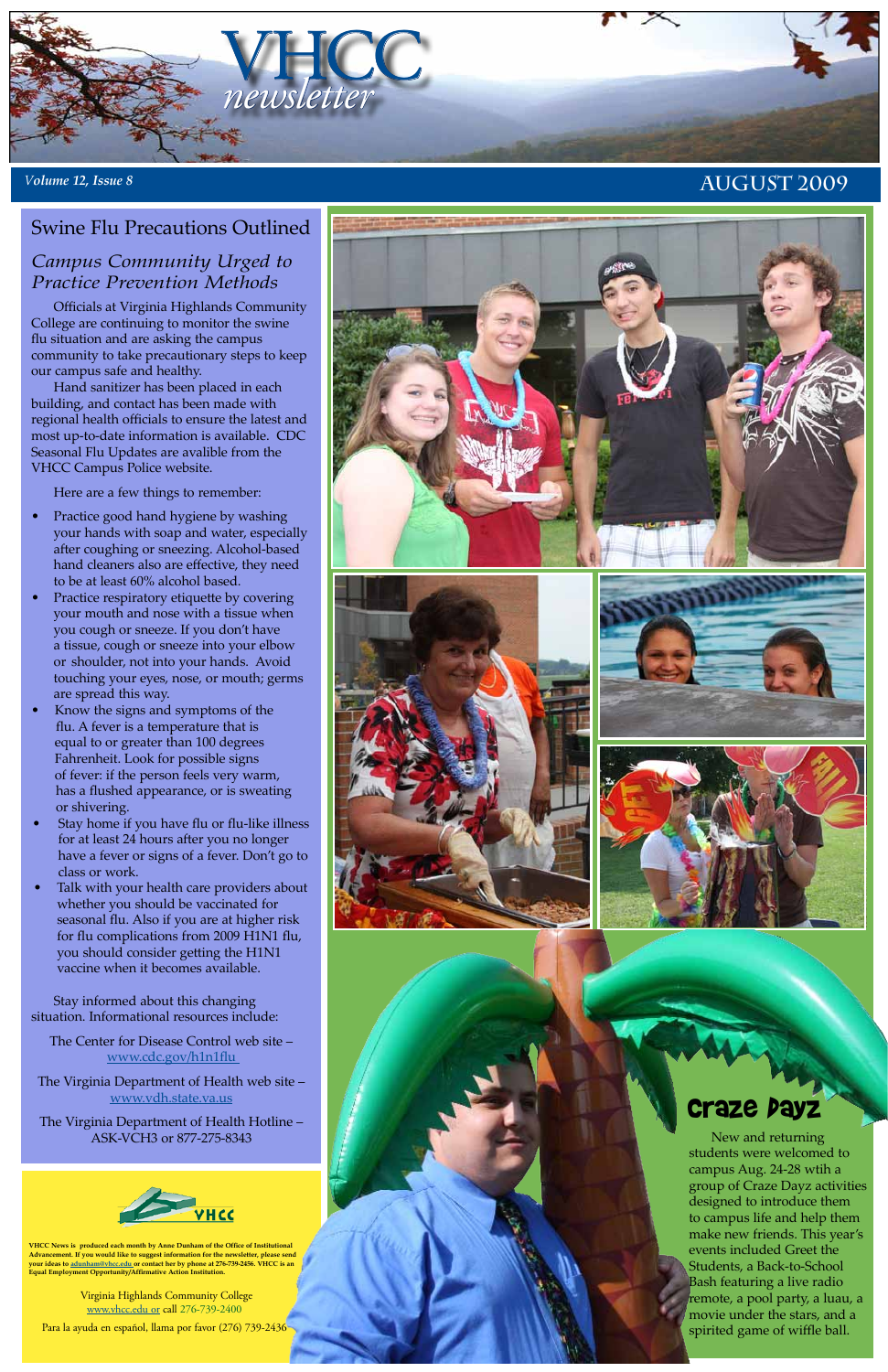# VHCC newsletter

*Volume 12, Issue 8*

**AUGUST 2009**

## Swine Flu Precautions Outlined

### *Campus Community Urged to Practice Prevention Methods*

Officials at Virginia Highlands Community College are continuing to monitor the swine flu situation and are asking the campus community to take precautionary steps to keep our campus safe and healthy.

Hand sanitizer has been placed in each building, and contact has been made with regional health officials to ensure the latest and most up-to-date information is available. CDC Seasonal Flu Updates are avalible from the VHCC Campus Police website.

Here are a few things to remember:

- Practice good hand hygiene by washing your hands with soap and water, especially after coughing or sneezing. Alcohol-based hand cleaners also are effective, they need to be at least 60% alcohol based.
- Practice respiratory etiquette by covering your mouth and nose with a tissue when you cough or sneeze. If you don't have a tissue, cough or sneeze into your elbow or shoulder, not into your hands. Avoid touching your eyes, nose, or mouth; germs are spread this way.
- Know the signs and symptoms of the flu. A fever is a temperature that is equal to or greater than 100 degrees Fahrenheit. Look for possible signs of fever: if the person feels very warm, has a flushed appearance, or is sweating or shivering.
- Stay home if you have flu or flu-like illness for at least 24 hours after you no longer have a fever or signs of a fever. Don't go to class or work.
- Talk with your health care providers about whether you should be vaccinated for seasonal flu. Also if you are at higher risk for flu complications from 2009 H1N1 flu, you should consider getting the H1N1 vaccine when it becomes available.

Stay informed about this changing situation. Informational resources include:

The Center for Disease Control web site – www.cdc.gov/h1n1flu

The Virginia Department of Health web site – www.vdh.state.va.us

The Virginia Department of Health Hotline – ASK-VCH3 or 877-275-8343

## Craze Dayz

New and returning students were welcomed to campus Aug. 24-28 with a group of Craze Dayz activities designed to introduce them to campus life and help them make new friends. This year's events included Greet the Students, a Back-to-School Bash featuring a live radio remote, a pool party, a luau, a movie under the stars, and a spirited game of wiffle ball.

VHCC

**VHCC News is produced each month by Anne Dunham of the Office of Institutional Advancement. If you would like to suggest information for the newsletter, please send your ideas to adunham@vhcc.edu or contact her by phone at 276-739-2456. VHCC is an Equal Employment Opportunity/Affirmative Action Institution.**

Virginia Highlands Community College
www.vhcc.edu or call 276-739-2400

Para la ayuda en español, llama por favor (276) 739-2436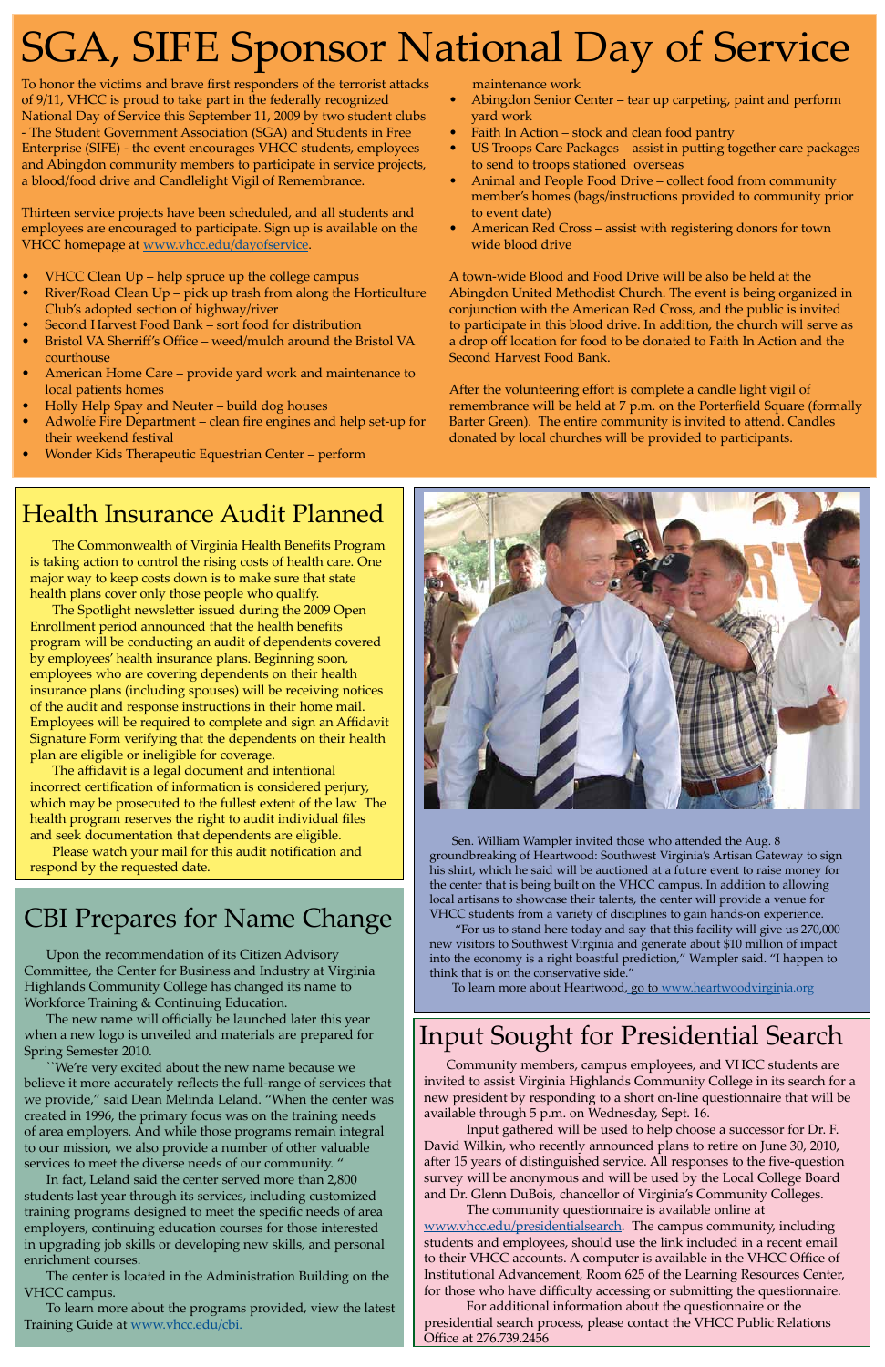# SGA, SIFE Sponsor National Day of Service

To honor the victims and brave first responders of the terrorist attacks of 9/11, VHCC is proud to take part in the federally recognized National Day of Service this September 11, 2009 by two student clubs - The Student Government Association (SGA) and Students in Free Enterprise (SIFE) - the event encourages VHCC students, employees and Abingdon community members to participate in service projects, a blood/food drive and Candlelight Vigil of Remembrance.

Thirteen service projects have been scheduled, and all students and employees are encouraged to participate. Sign up is available on the VHCC homepage at www.vhcc.edu/dayofservice.

- VHCC Clean Up – help spruce up the college campus
- River/Road Clean Up – pick up trash from along the Horticulture Club's adopted section of highway/river
- Second Harvest Food Bank – sort food for distribution
- Bristol VA Sherriff's Office – weed/mulch around the Bristol VA courthouse
- American Home Care – provide yard work and maintenance to local patients homes
- Holly Help Spay and Neuter – build dog houses
- Adwolfe Fire Department – clean fire engines and help set-up for their weekend festival
- Wonder Kids Therapeutic Equestrian Center – perform maintenance work
- Abingdon Senior Center – tear up carpeting, paint and perform yard work
- Faith In Action – stock and clean food pantry
- US Troops Care Packages – assist in putting together care packages to send to troops stationed overseas
- Animal and People Food Drive – collect food from community member's homes (bags/instructions provided to community prior to event date)
- American Red Cross – assist with registering donors for town wide blood drive

A town-wide Blood and Food Drive will be also be held at the Abingdon United Methodist Church. The event is being organized in conjunction with the American Red Cross, and the public is invited to participate in this blood drive. In addition, the church will serve as a drop off location for food to be donated to Faith In Action and the Second Harvest Food Bank.

After the volunteering effort is complete a candle light vigil of remembrance will be held at 7 p.m. on the Porterfield Square (formally Barter Green). The entire community is invited to attend. Candles donated by local churches will be provided to participants.

## Health Insurance Audit Planned

The Commonwealth of Virginia Health Benefits Program is taking action to control the rising costs of health care. One major way to keep costs down is to make sure that state health plans cover only those people who qualify.

The Spotlight newsletter issued during the 2009 Open Enrollment period announced that the health benefits program will be conducting an audit of dependents covered by employees' health insurance plans. Beginning soon, employees who are covering dependents on their health insurance plans (including spouses) will be receiving notices of the audit and response instructions in their home mail. Employees will be required to complete and sign an Affidavit Signature Form verifying that the dependents on their health plan are eligible or ineligible for coverage.

The affidavit is a legal document and intentional incorrect certification of information is considered perjury, which may be prosecuted to the fullest extent of the law The health program reserves the right to audit individual files and seek documentation that dependents are eligible.

Please watch your mail for this audit notification and respond by the requested date.

Sen. William Wampler invited those who attended the Aug. 8 groundbreaking of Heartwood: Southwest Virginia's Artisan Gateway to sign his shirt, which he said will be auctioned at a future event to raise money for the center that is being built on the VHCC campus. In addition to allowing local artisans to showcase their talents, the center will provide a venue for VHCC students from a variety of disciplines to gain hands-on experience.

"For us to stand here today and say that this facility will give us 270,000 new visitors to Southwest Virginia and generate about $10 million of impact into the economy is a right boastful prediction," Wampler said. "I happen to think that is on the conservative side."

To learn more about Heartwood, go to www.heartwoodvirginia.org

## CBI Prepares for Name Change

Upon the recommendation of its Citizen Advisory Committee, the Center for Business and Industry at Virginia Highlands Community College has changed its name to Workforce Training & Continuing Education.

The new name will officially be launched later this year when a new logo is unveiled and materials are prepared for Spring Semester 2010.

``We're very excited about the new name because we believe it more accurately reflects the full-range of services that we provide," said Dean Melinda Leland. "When the center was created in 1996, the primary focus was on the training needs of area employers. And while those programs remain integral to our mission, we also provide a number of other valuable services to meet the diverse needs of our community. "

In fact, Leland said the center served more than 2,800 students last year through its services, including customized training programs designed to meet the specific needs of area employers, continuing education courses for those interested in upgrading job skills or developing new skills, and personal enrichment courses.

The center is located in the Administration Building on the VHCC campus.

To learn more about the programs provided, view the latest Training Guide at www.vhcc.edu/cbi.

## Input Sought for Presidential Search

Community members, campus employees, and VHCC students are invited to assist Virginia Highlands Community College in its search for a new president by responding to a short on-line questionnaire that will be available through 5 p.m. on Wednesday, Sept. 16.

Input gathered will be used to help choose a successor for Dr. F. David Wilkin, who recently announced plans to retire on June 30, 2010, after 15 years of distinguished service. All responses to the five-question survey will be anonymous and will be used by the Local College Board and Dr. Glenn DuBois, chancellor of Virginia's Community Colleges.

The community questionnaire is available online at www.vhcc.edu/presidentialsearch. The campus community, including students and employees, should use the link included in a recent email to their VHCC accounts. A computer is available in the VHCC Office of Institutional Advancement, Room 625 of the Learning Resources Center, for those who have difficulty accessing or submitting the questionnaire.

For additional information about the questionnaire or the presidential search process, please contact the VHCC Public Relations Office at 276.739.2456